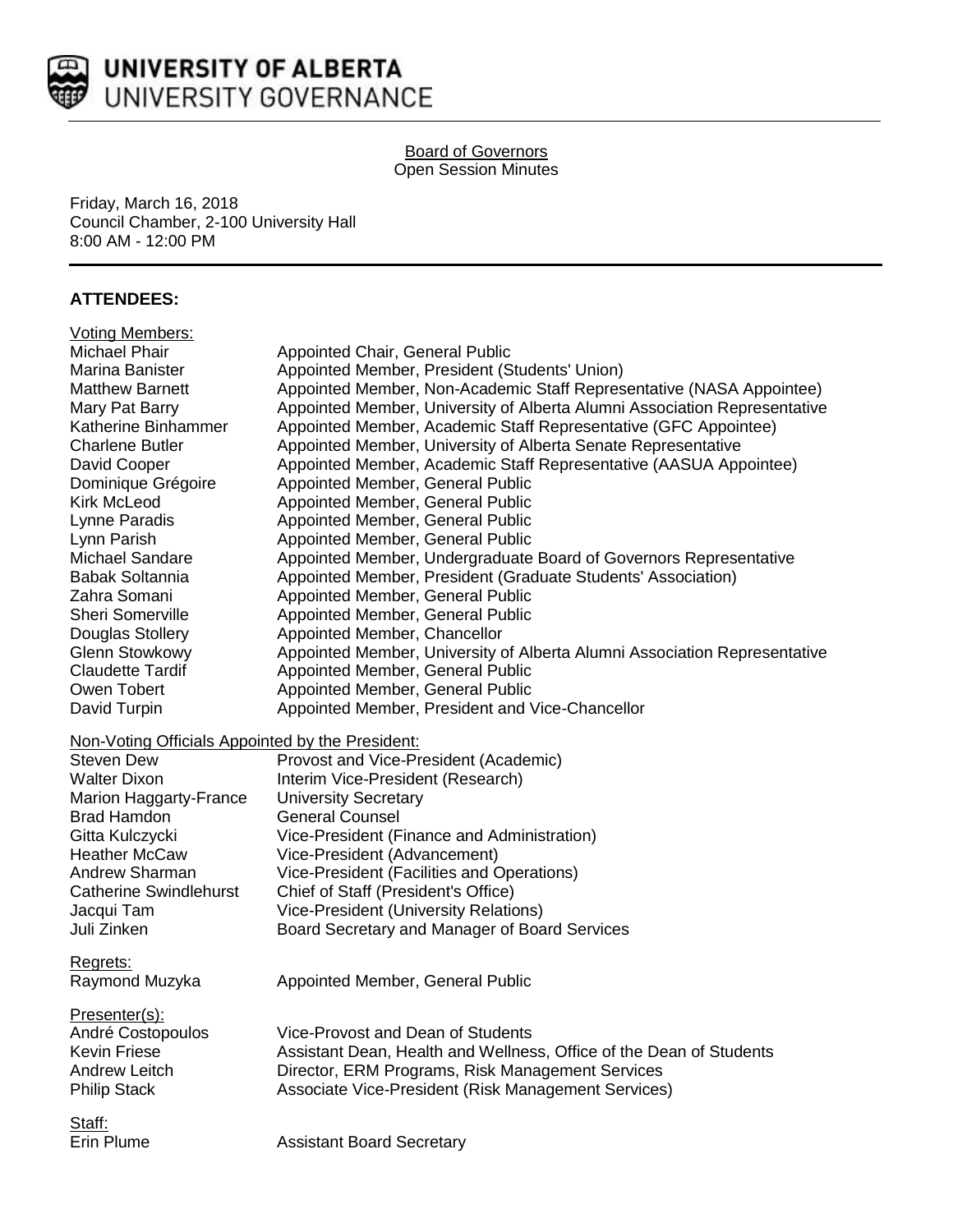UNIVERSITY OF ALBERTA
UNIVERSITY GOVERNANCE

# Board of Governors

Open Session Minutes

Friday, March 16, 2018
Council Chamber, 2-100 University Hall
8:00 AM - 12:00 PM

## ATTENDEES:

Voting Members:

| | |
|---|---|
| Michael Phair | Appointed Chair, General Public |
| Marina Banister | Appointed Member, President (Students' Union) |
| Matthew Barnett | Appointed Member, Non-Academic Staff Representative (NASA Appointee) |
| Mary Pat Barry | Appointed Member, University of Alberta Alumni Association Representative |
| Katherine Binhammer | Appointed Member, Academic Staff Representative (GFC Appointee) |
| Charlene Butler | Appointed Member, University of Alberta Senate Representative |
| David Cooper | Appointed Member, Academic Staff Representative (AASUA Appointee) |
| Dominique Grégoire | Appointed Member, General Public |
| Kirk McLeod | Appointed Member, General Public |
| Lynne Paradis | Appointed Member, General Public |
| Lynn Parish | Appointed Member, General Public |
| Michael Sandare | Appointed Member, Undergraduate Board of Governors Representative |
| Babak Soltannia | Appointed Member, President (Graduate Students' Association) |
| Zahra Somani | Appointed Member, General Public |
| Sheri Somerville | Appointed Member, General Public |
| Douglas Stollery | Appointed Member, Chancellor |
| Glenn Stowkowy | Appointed Member, University of Alberta Alumni Association Representative |
| Claudette Tardif | Appointed Member, General Public |
| Owen Tobert | Appointed Member, General Public |
| David Turpin | Appointed Member, President and Vice-Chancellor |

Non-Voting Officials Appointed by the President:

| | |
|---|---|
| Steven Dew | Provost and Vice-President (Academic) |
| Walter Dixon | Interim Vice-President (Research) |
| Marion Haggarty-France | University Secretary |
| Brad Hamdon | General Counsel |
| Gitta Kulczycki | Vice-President (Finance and Administration) |
| Heather McCaw | Vice-President (Advancement) |
| Andrew Sharman | Vice-President (Facilities and Operations) |
| Catherine Swindlehurst | Chief of Staff (President's Office) |
| Jacqui Tam | Vice-President (University Relations) |
| Juli Zinken | Board Secretary and Manager of Board Services |

Regrets:

| | |
|---|---|
| Raymond Muzyka | Appointed Member, General Public |

Presenter(s):

| | |
|---|---|
| André Costopoulos | Vice-Provost and Dean of Students |
| Kevin Friese | Assistant Dean, Health and Wellness, Office of the Dean of Students |
| Andrew Leitch | Director, ERM Programs, Risk Management Services |
| Philip Stack | Associate Vice-President (Risk Management Services) |

Staff:

| | |
|---|---|
| Erin Plume | Assistant Board Secretary |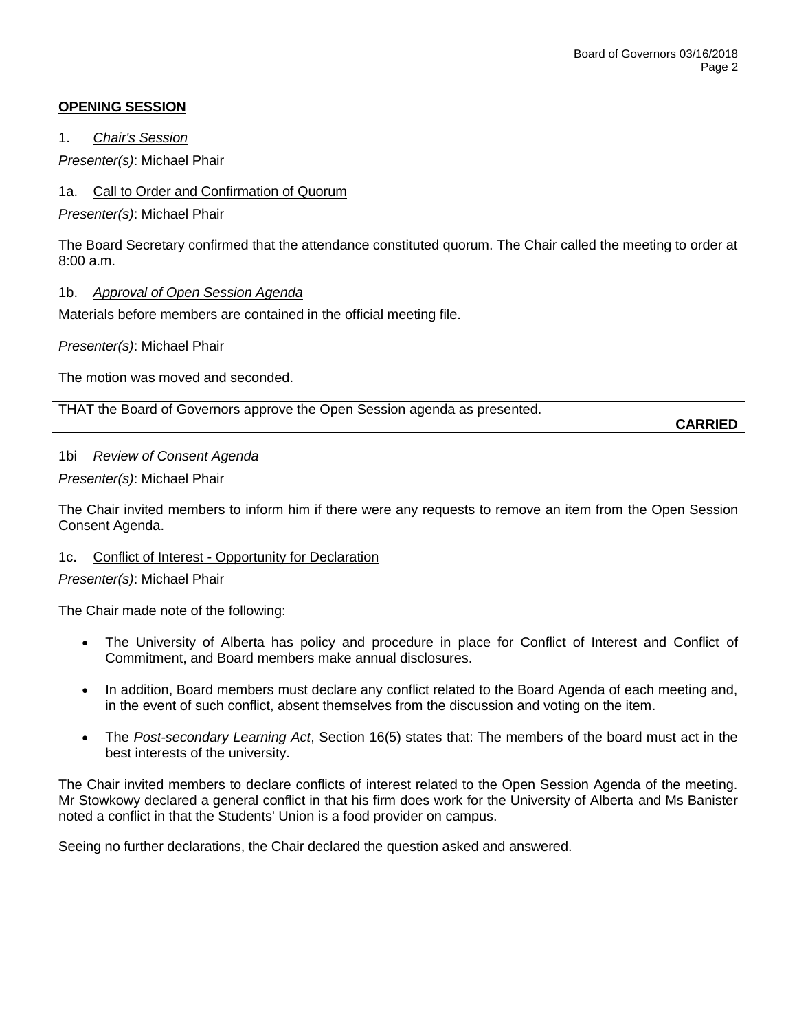## OPENING SESSION

1. *Chair's Session*

*Presenter(s)*: Michael Phair

1a. Call to Order and Confirmation of Quorum

*Presenter(s)*: Michael Phair

The Board Secretary confirmed that the attendance constituted quorum. The Chair called the meeting to order at 8:00 a.m.

1b. *Approval of Open Session Agenda*

Materials before members are contained in the official meeting file.

*Presenter(s)*: Michael Phair

The motion was moved and seconded.

| THAT the Board of Governors approve the Open Session agenda as presented. **CARRIED** |
|---|

1bi *Review of Consent Agenda*

*Presenter(s)*: Michael Phair

The Chair invited members to inform him if there were any requests to remove an item from the Open Session Consent Agenda.

1c. Conflict of Interest - Opportunity for Declaration

*Presenter(s)*: Michael Phair

The Chair made note of the following:

- The University of Alberta has policy and procedure in place for Conflict of Interest and Conflict of Commitment, and Board members make annual disclosures.
- In addition, Board members must declare any conflict related to the Board Agenda of each meeting and, in the event of such conflict, absent themselves from the discussion and voting on the item.
- The *Post-secondary Learning Act*, Section 16(5) states that: The members of the board must act in the best interests of the university.

The Chair invited members to declare conflicts of interest related to the Open Session Agenda of the meeting. Mr Stowkowy declared a general conflict in that his firm does work for the University of Alberta and Ms Banister noted a conflict in that the Students' Union is a food provider on campus.

Seeing no further declarations, the Chair declared the question asked and answered.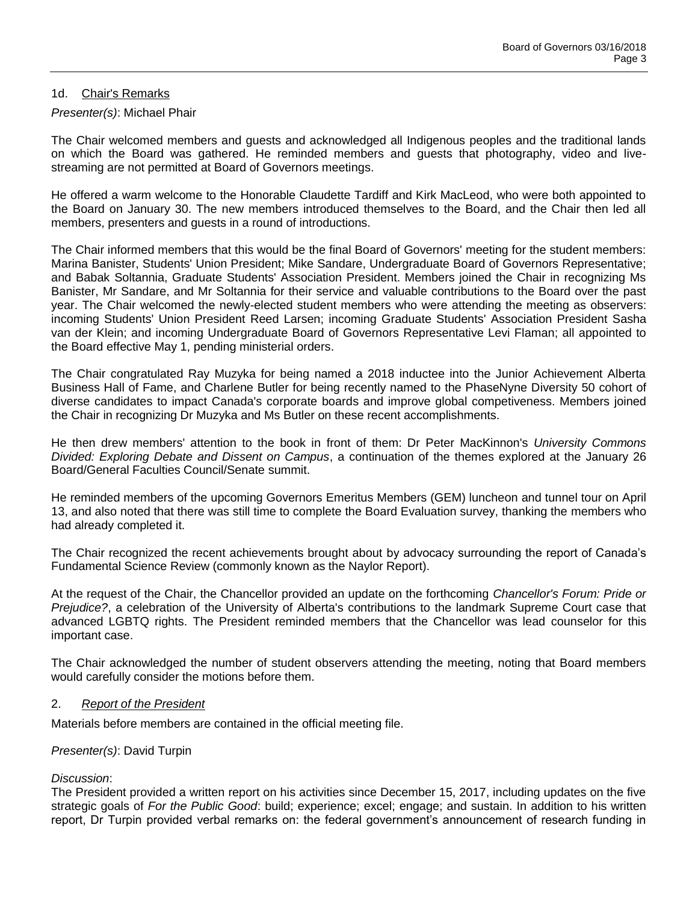## 1d. Chair's Remarks

*Presenter(s)*: Michael Phair

The Chair welcomed members and guests and acknowledged all Indigenous peoples and the traditional lands on which the Board was gathered. He reminded members and guests that photography, video and live-streaming are not permitted at Board of Governors meetings.

He offered a warm welcome to the Honorable Claudette Tardiff and Kirk MacLeod, who were both appointed to the Board on January 30. The new members introduced themselves to the Board, and the Chair then led all members, presenters and guests in a round of introductions.

The Chair informed members that this would be the final Board of Governors' meeting for the student members: Marina Banister, Students' Union President; Mike Sandare, Undergraduate Board of Governors Representative; and Babak Soltannia, Graduate Students' Association President. Members joined the Chair in recognizing Ms Banister, Mr Sandare, and Mr Soltannia for their service and valuable contributions to the Board over the past year. The Chair welcomed the newly-elected student members who were attending the meeting as observers: incoming Students' Union President Reed Larsen; incoming Graduate Students' Association President Sasha van der Klein; and incoming Undergraduate Board of Governors Representative Levi Flaman; all appointed to the Board effective May 1, pending ministerial orders.

The Chair congratulated Ray Muzyka for being named a 2018 inductee into the Junior Achievement Alberta Business Hall of Fame, and Charlene Butler for being recently named to the PhaseNyne Diversity 50 cohort of diverse candidates to impact Canada's corporate boards and improve global competiveness. Members joined the Chair in recognizing Dr Muzyka and Ms Butler on these recent accomplishments.

He then drew members' attention to the book in front of them: Dr Peter MacKinnon's *University Commons Divided: Exploring Debate and Dissent on Campus*, a continuation of the themes explored at the January 26 Board/General Faculties Council/Senate summit.

He reminded members of the upcoming Governors Emeritus Members (GEM) luncheon and tunnel tour on April 13, and also noted that there was still time to complete the Board Evaluation survey, thanking the members who had already completed it.

The Chair recognized the recent achievements brought about by advocacy surrounding the report of Canada's Fundamental Science Review (commonly known as the Naylor Report).

At the request of the Chair, the Chancellor provided an update on the forthcoming *Chancellor's Forum: Pride or Prejudice?*, a celebration of the University of Alberta's contributions to the landmark Supreme Court case that advanced LGBTQ rights. The President reminded members that the Chancellor was lead counselor for this important case.

The Chair acknowledged the number of student observers attending the meeting, noting that Board members would carefully consider the motions before them.

## 2. *Report of the President*

Materials before members are contained in the official meeting file.

*Presenter(s)*: David Turpin

*Discussion*:
The President provided a written report on his activities since December 15, 2017, including updates on the five strategic goals of *For the Public Good*: build; experience; excel; engage; and sustain. In addition to his written report, Dr Turpin provided verbal remarks on: the federal government's announcement of research funding in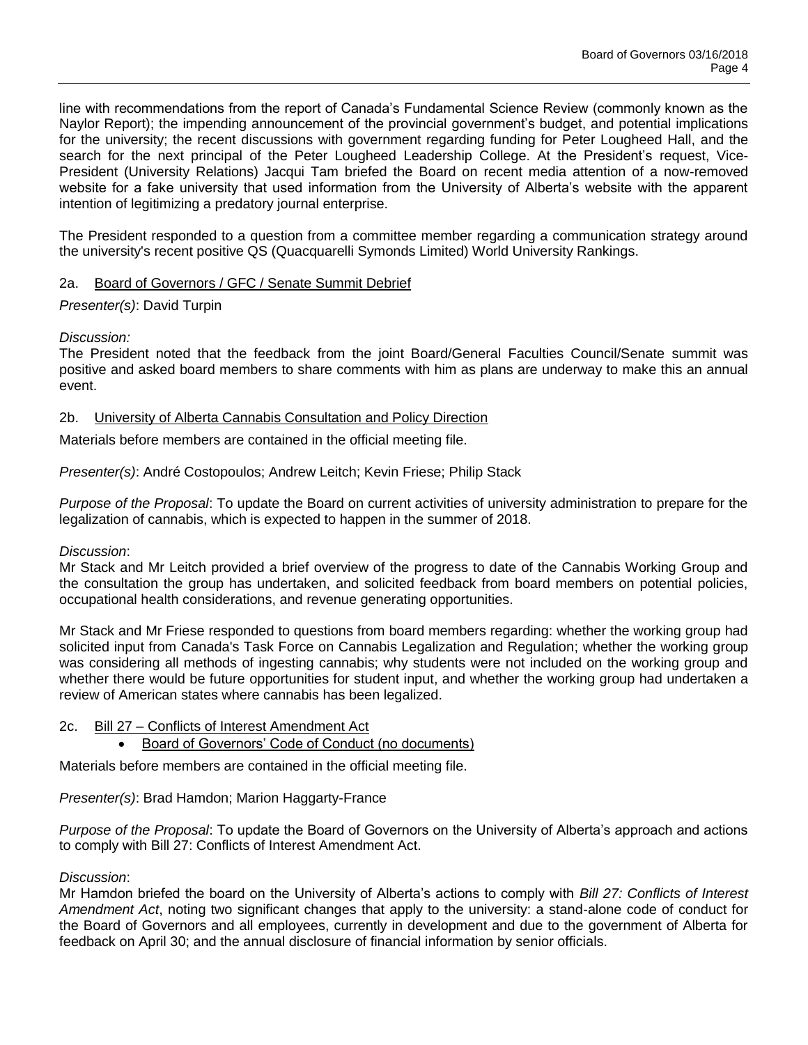line with recommendations from the report of Canada's Fundamental Science Review (commonly known as the Naylor Report); the impending announcement of the provincial government's budget, and potential implications for the university; the recent discussions with government regarding funding for Peter Lougheed Hall, and the search for the next principal of the Peter Lougheed Leadership College. At the President's request, Vice-President (University Relations) Jacqui Tam briefed the Board on recent media attention of a now-removed website for a fake university that used information from the University of Alberta's website with the apparent intention of legitimizing a predatory journal enterprise.

The President responded to a question from a committee member regarding a communication strategy around the university's recent positive QS (Quacquarelli Symonds Limited) World University Rankings.

## 2a. Board of Governors / GFC / Senate Summit Debrief

*Presenter(s)*: David Turpin

*Discussion:*
The President noted that the feedback from the joint Board/General Faculties Council/Senate summit was positive and asked board members to share comments with him as plans are underway to make this an annual event.

## 2b. University of Alberta Cannabis Consultation and Policy Direction

Materials before members are contained in the official meeting file.

*Presenter(s)*: André Costopoulos; Andrew Leitch; Kevin Friese; Philip Stack

*Purpose of the Proposal*: To update the Board on current activities of university administration to prepare for the legalization of cannabis, which is expected to happen in the summer of 2018.

*Discussion*:
Mr Stack and Mr Leitch provided a brief overview of the progress to date of the Cannabis Working Group and the consultation the group has undertaken, and solicited feedback from board members on potential policies, occupational health considerations, and revenue generating opportunities.

Mr Stack and Mr Friese responded to questions from board members regarding: whether the working group had solicited input from Canada's Task Force on Cannabis Legalization and Regulation; whether the working group was considering all methods of ingesting cannabis; why students were not included on the working group and whether there would be future opportunities for student input, and whether the working group had undertaken a review of American states where cannabis has been legalized.

## 2c. Bill 27 – Conflicts of Interest Amendment Act

- Board of Governors' Code of Conduct (no documents)

Materials before members are contained in the official meeting file.

*Presenter(s)*: Brad Hamdon; Marion Haggarty-France

*Purpose of the Proposal*: To update the Board of Governors on the University of Alberta's approach and actions to comply with Bill 27: Conflicts of Interest Amendment Act.

*Discussion*:
Mr Hamdon briefed the board on the University of Alberta's actions to comply with *Bill 27: Conflicts of Interest Amendment Act*, noting two significant changes that apply to the university: a stand-alone code of conduct for the Board of Governors and all employees, currently in development and due to the government of Alberta for feedback on April 30; and the annual disclosure of financial information by senior officials.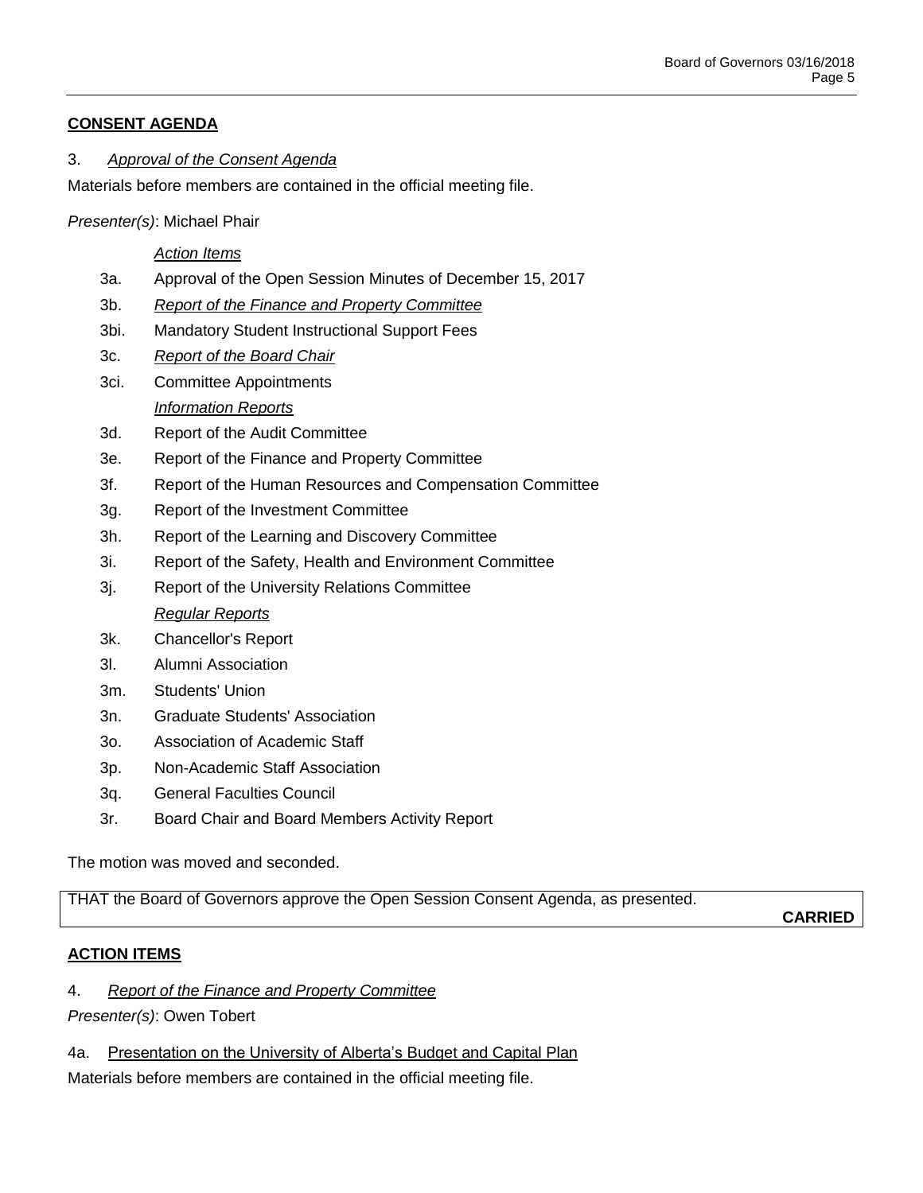## CONSENT AGENDA

3. *Approval of the Consent Agenda*

Materials before members are contained in the official meeting file.

*Presenter(s)*: Michael Phair

*Action Items*

- 3a. Approval of the Open Session Minutes of December 15, 2017
- 3b. *Report of the Finance and Property Committee*
- 3bi. Mandatory Student Instructional Support Fees
- 3c. *Report of the Board Chair*
- 3ci. Committee Appointments

*Information Reports*

- 3d. Report of the Audit Committee
- 3e. Report of the Finance and Property Committee
- 3f. Report of the Human Resources and Compensation Committee
- 3g. Report of the Investment Committee
- 3h. Report of the Learning and Discovery Committee
- 3i. Report of the Safety, Health and Environment Committee
- 3j. Report of the University Relations Committee

*Regular Reports*

- 3k. Chancellor's Report
- 3l. Alumni Association
- 3m. Students' Union
- 3n. Graduate Students' Association
- 3o. Association of Academic Staff
- 3p. Non-Academic Staff Association
- 3q. General Faculties Council
- 3r. Board Chair and Board Members Activity Report

The motion was moved and seconded.

THAT the Board of Governors approve the Open Session Consent Agenda, as presented.

**CARRIED**

## ACTION ITEMS

4. *Report of the Finance and Property Committee*

*Presenter(s)*: Owen Tobert

4a. Presentation on the University of Alberta's Budget and Capital Plan

Materials before members are contained in the official meeting file.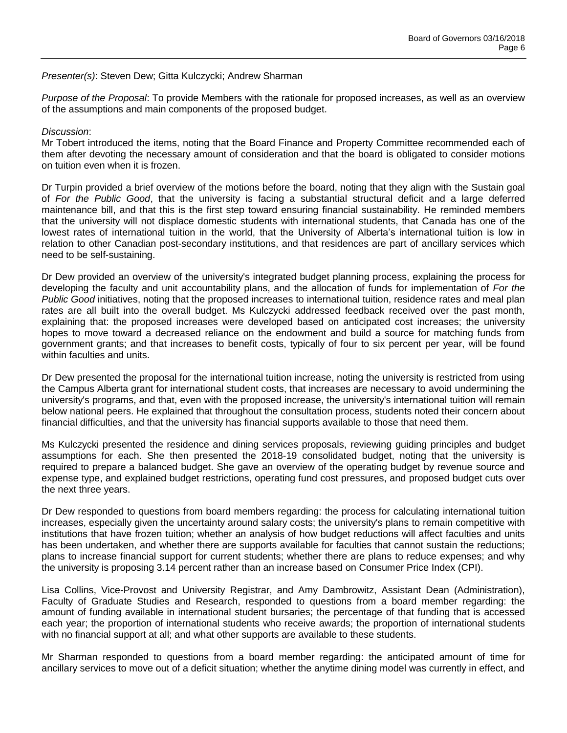*Presenter(s)*: Steven Dew; Gitta Kulczycki; Andrew Sharman

*Purpose of the Proposal*: To provide Members with the rationale for proposed increases, as well as an overview of the assumptions and main components of the proposed budget.

*Discussion*:
Mr Tobert introduced the items, noting that the Board Finance and Property Committee recommended each of them after devoting the necessary amount of consideration and that the board is obligated to consider motions on tuition even when it is frozen.

Dr Turpin provided a brief overview of the motions before the board, noting that they align with the Sustain goal of *For the Public Good*, that the university is facing a substantial structural deficit and a large deferred maintenance bill, and that this is the first step toward ensuring financial sustainability. He reminded members that the university will not displace domestic students with international students, that Canada has one of the lowest rates of international tuition in the world, that the University of Alberta's international tuition is low in relation to other Canadian post-secondary institutions, and that residences are part of ancillary services which need to be self-sustaining.

Dr Dew provided an overview of the university's integrated budget planning process, explaining the process for developing the faculty and unit accountability plans, and the allocation of funds for implementation of *For the Public Good* initiatives, noting that the proposed increases to international tuition, residence rates and meal plan rates are all built into the overall budget. Ms Kulczycki addressed feedback received over the past month, explaining that: the proposed increases were developed based on anticipated cost increases; the university hopes to move toward a decreased reliance on the endowment and build a source for matching funds from government grants; and that increases to benefit costs, typically of four to six percent per year, will be found within faculties and units.

Dr Dew presented the proposal for the international tuition increase, noting the university is restricted from using the Campus Alberta grant for international student costs, that increases are necessary to avoid undermining the university's programs, and that, even with the proposed increase, the university's international tuition will remain below national peers. He explained that throughout the consultation process, students noted their concern about financial difficulties, and that the university has financial supports available to those that need them.

Ms Kulczycki presented the residence and dining services proposals, reviewing guiding principles and budget assumptions for each. She then presented the 2018-19 consolidated budget, noting that the university is required to prepare a balanced budget. She gave an overview of the operating budget by revenue source and expense type, and explained budget restrictions, operating fund cost pressures, and proposed budget cuts over the next three years.

Dr Dew responded to questions from board members regarding: the process for calculating international tuition increases, especially given the uncertainty around salary costs; the university's plans to remain competitive with institutions that have frozen tuition; whether an analysis of how budget reductions will affect faculties and units has been undertaken, and whether there are supports available for faculties that cannot sustain the reductions; plans to increase financial support for current students; whether there are plans to reduce expenses; and why the university is proposing 3.14 percent rather than an increase based on Consumer Price Index (CPI).

Lisa Collins, Vice-Provost and University Registrar, and Amy Dambrowitz, Assistant Dean (Administration), Faculty of Graduate Studies and Research, responded to questions from a board member regarding: the amount of funding available in international student bursaries; the percentage of that funding that is accessed each year; the proportion of international students who receive awards; the proportion of international students with no financial support at all; and what other supports are available to these students.

Mr Sharman responded to questions from a board member regarding: the anticipated amount of time for ancillary services to move out of a deficit situation; whether the anytime dining model was currently in effect, and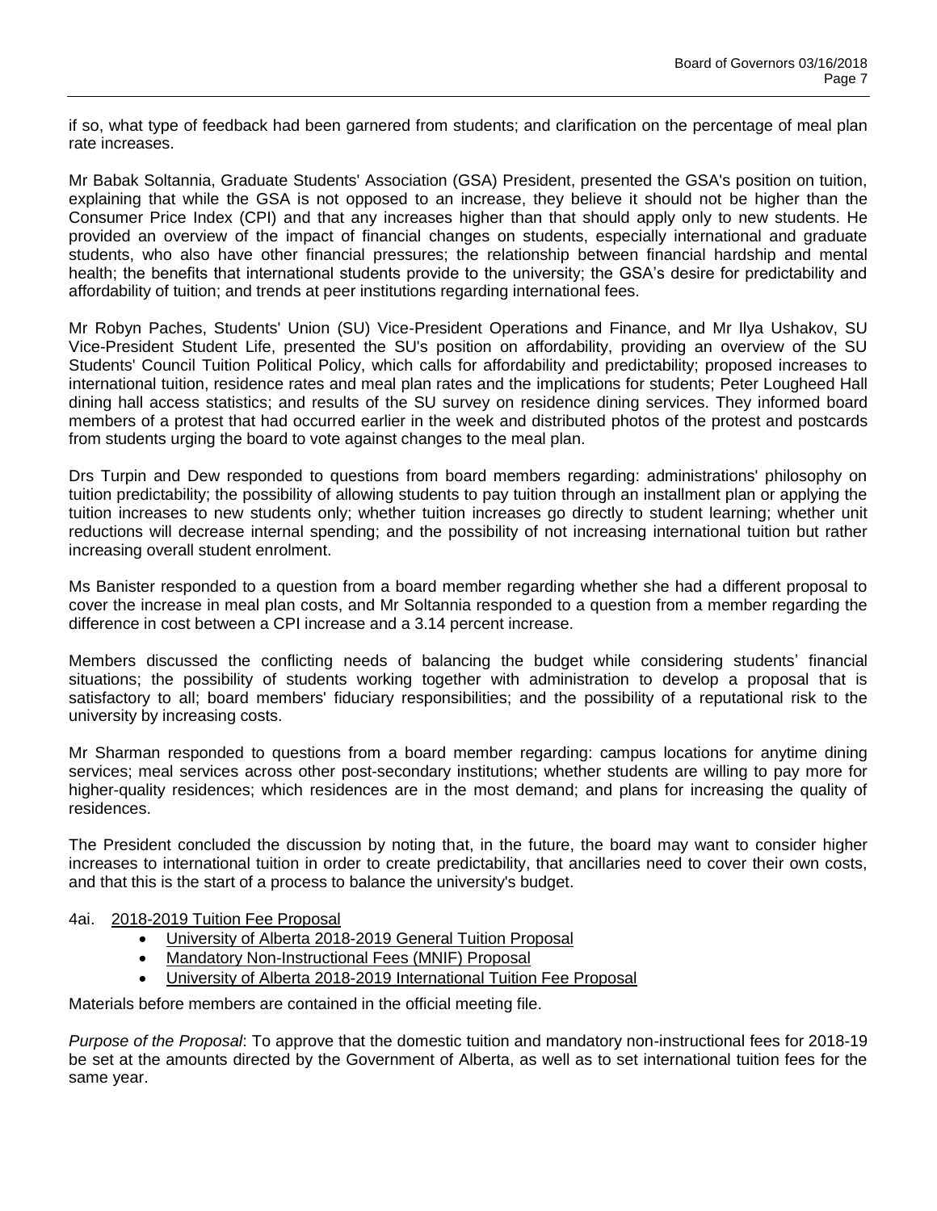if so, what type of feedback had been garnered from students; and clarification on the percentage of meal plan rate increases.

Mr Babak Soltannia, Graduate Students' Association (GSA) President, presented the GSA's position on tuition, explaining that while the GSA is not opposed to an increase, they believe it should not be higher than the Consumer Price Index (CPI) and that any increases higher than that should apply only to new students. He provided an overview of the impact of financial changes on students, especially international and graduate students, who also have other financial pressures; the relationship between financial hardship and mental health; the benefits that international students provide to the university; the GSA's desire for predictability and affordability of tuition; and trends at peer institutions regarding international fees.

Mr Robyn Paches, Students' Union (SU) Vice-President Operations and Finance, and Mr Ilya Ushakov, SU Vice-President Student Life, presented the SU's position on affordability, providing an overview of the SU Students' Council Tuition Political Policy, which calls for affordability and predictability; proposed increases to international tuition, residence rates and meal plan rates and the implications for students; Peter Lougheed Hall dining hall access statistics; and results of the SU survey on residence dining services. They informed board members of a protest that had occurred earlier in the week and distributed photos of the protest and postcards from students urging the board to vote against changes to the meal plan.

Drs Turpin and Dew responded to questions from board members regarding: administrations' philosophy on tuition predictability; the possibility of allowing students to pay tuition through an installment plan or applying the tuition increases to new students only; whether tuition increases go directly to student learning; whether unit reductions will decrease internal spending; and the possibility of not increasing international tuition but rather increasing overall student enrolment.

Ms Banister responded to a question from a board member regarding whether she had a different proposal to cover the increase in meal plan costs, and Mr Soltannia responded to a question from a member regarding the difference in cost between a CPI increase and a 3.14 percent increase.

Members discussed the conflicting needs of balancing the budget while considering students' financial situations; the possibility of students working together with administration to develop a proposal that is satisfactory to all; board members' fiduciary responsibilities; and the possibility of a reputational risk to the university by increasing costs.

Mr Sharman responded to questions from a board member regarding: campus locations for anytime dining services; meal services across other post-secondary institutions; whether students are willing to pay more for higher-quality residences; which residences are in the most demand; and plans for increasing the quality of residences.

The President concluded the discussion by noting that, in the future, the board may want to consider higher increases to international tuition in order to create predictability, that ancillaries need to cover their own costs, and that this is the start of a process to balance the university's budget.

4ai. 2018-2019 Tuition Fee Proposal

- University of Alberta 2018-2019 General Tuition Proposal
- Mandatory Non-Instructional Fees (MNIF) Proposal
- University of Alberta 2018-2019 International Tuition Fee Proposal

Materials before members are contained in the official meeting file.

*Purpose of the Proposal*: To approve that the domestic tuition and mandatory non-instructional fees for 2018-19 be set at the amounts directed by the Government of Alberta, as well as to set international tuition fees for the same year.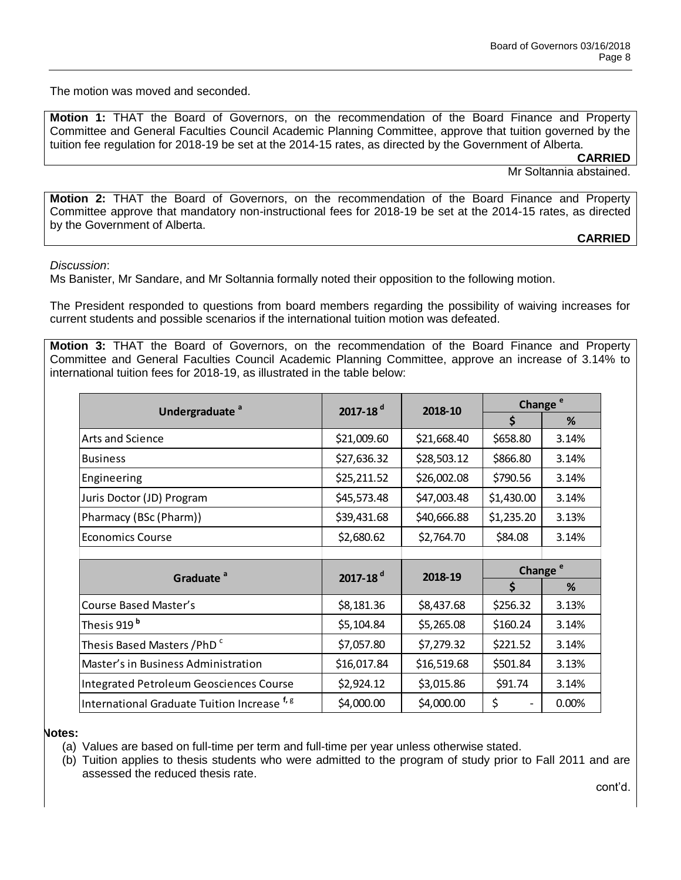The motion was moved and seconded.

**Motion 1:** THAT the Board of Governors, on the recommendation of the Board Finance and Property Committee and General Faculties Council Academic Planning Committee, approve that tuition governed by the tuition fee regulation for 2018-19 be set at the 2014-15 rates, as directed by the Government of Alberta.

**CARRIED**

Mr Soltannia abstained.

**Motion 2:** THAT the Board of Governors, on the recommendation of the Board Finance and Property Committee approve that mandatory non-instructional fees for 2018-19 be set at the 2014-15 rates, as directed by the Government of Alberta.

**CARRIED**

*Discussion*:

Ms Banister, Mr Sandare, and Mr Soltannia formally noted their opposition to the following motion.

The President responded to questions from board members regarding the possibility of waiving increases for current students and possible scenarios if the international tuition motion was defeated.

**Motion 3:** THAT the Board of Governors, on the recommendation of the Board Finance and Property Committee and General Faculties Council Academic Planning Committee, approve an increase of 3.14% to international tuition fees for 2018-19, as illustrated in the table below:

| Undergraduate [a] | 2017-18 [d] | 2018-10 | Change [e] | |
|---|---|---|---|---|
| | | | $ | % |
| Arts and Science | $21,009.60 | $21,668.40 | $658.80 | 3.14% |
| Business | $27,636.32 | $28,503.12 | $866.80 | 3.14% |
| Engineering | $25,211.52 | $26,002.08 | $790.56 | 3.14% |
| Juris Doctor (JD) Program | $45,573.48 | $47,003.48 | $1,430.00 | 3.14% |
| Pharmacy (BSc (Pharm)) | $39,431.68 | $40,666.88 | $1,235.20 | 3.13% |
| Economics Course | $2,680.62 | $2,764.70 | $84.08 | 3.14% |

| Graduate [a] | 2017-18 [d] | 2018-19 | Change [e] | |
|---|---|---|---|---|
| | | | $ | % |
| Course Based Master's | $8,181.36 | $8,437.68 | $256.32 | 3.13% |
| Thesis 919 [b] | $5,104.84 | $5,265.08 | $160.24 | 3.14% |
| Thesis Based Masters /PhD [c] | $7,057.80 | $7,279.32 | $221.52 | 3.14% |
| Master's in Business Administration | $16,017.84 | $16,519.68 | $501.84 | 3.13% |
| Integrated Petroleum Geosciences Course | $2,924.12 | $3,015.86 | $91.74 | 3.14% |
| International Graduate Tuition Increase [f, g] | $4,000.00 | $4,000.00 | $ - | 0.00% |

**Notes:**

(a) Values are based on full-time per term and full-time per year unless otherwise stated.

(b) Tuition applies to thesis students who were admitted to the program of study prior to Fall 2011 and are assessed the reduced thesis rate.

cont'd.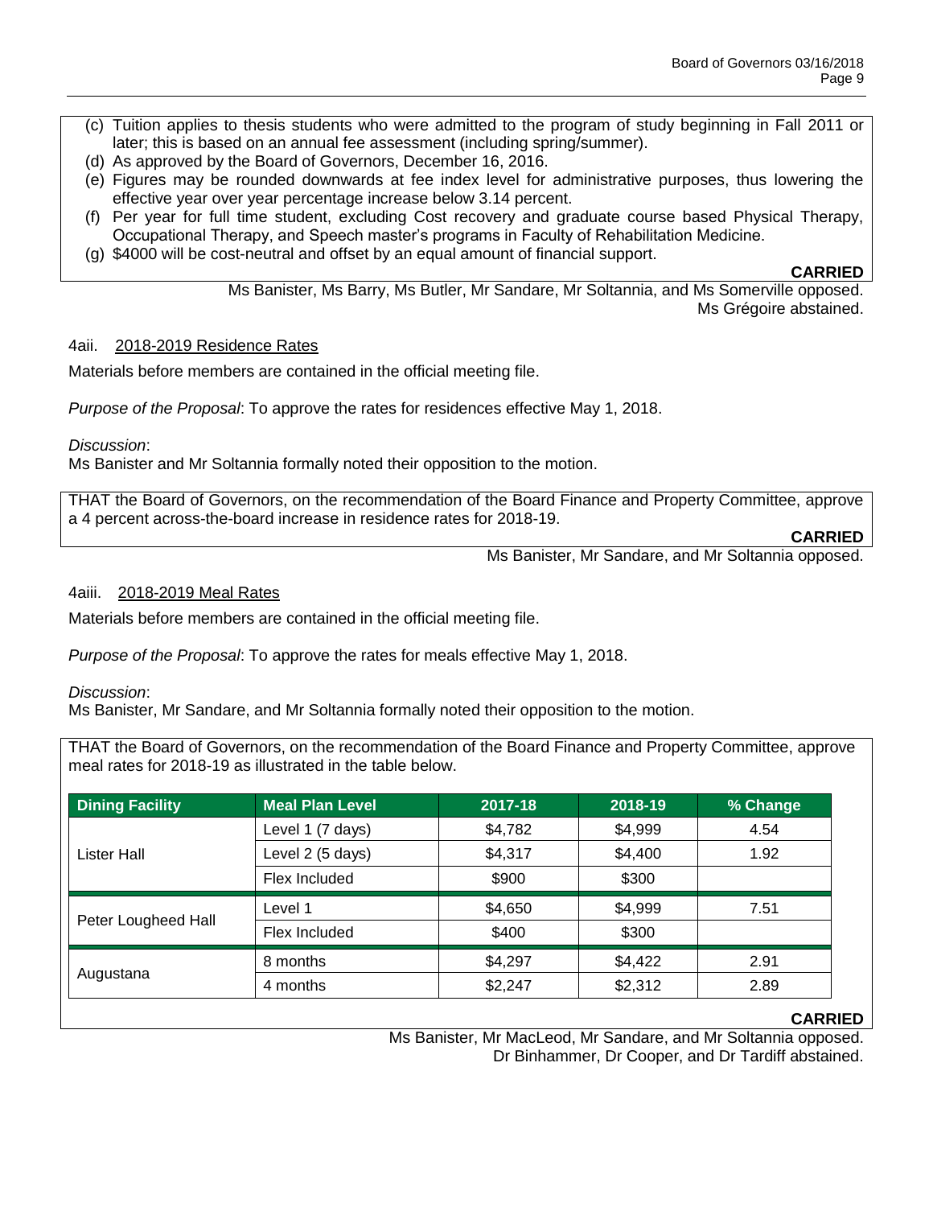(c) Tuition applies to thesis students who were admitted to the program of study beginning in Fall 2011 or later; this is based on an annual fee assessment (including spring/summer).
(d) As approved by the Board of Governors, December 16, 2016.
(e) Figures may be rounded downwards at fee index level for administrative purposes, thus lowering the effective year over year percentage increase below 3.14 percent.
(f) Per year for full time student, excluding Cost recovery and graduate course based Physical Therapy, Occupational Therapy, and Speech master's programs in Faculty of Rehabilitation Medicine.
(g) $4000 will be cost-neutral and offset by an equal amount of financial support.

**CARRIED**

Ms Banister, Ms Barry, Ms Butler, Mr Sandare, Mr Soltannia, and Ms Somerville opposed.
Ms Grégoire abstained.

4aii. 2018-2019 Residence Rates

Materials before members are contained in the official meeting file.

*Purpose of the Proposal*: To approve the rates for residences effective May 1, 2018.

*Discussion*:
Ms Banister and Mr Soltannia formally noted their opposition to the motion.

THAT the Board of Governors, on the recommendation of the Board Finance and Property Committee, approve a 4 percent across-the-board increase in residence rates for 2018-19.

**CARRIED**

Ms Banister, Mr Sandare, and Mr Soltannia opposed.

4aiii. 2018-2019 Meal Rates

Materials before members are contained in the official meeting file.

*Purpose of the Proposal*: To approve the rates for meals effective May 1, 2018.

*Discussion*:
Ms Banister, Mr Sandare, and Mr Soltannia formally noted their opposition to the motion.

THAT the Board of Governors, on the recommendation of the Board Finance and Property Committee, approve meal rates for 2018-19 as illustrated in the table below.

| Dining Facility | Meal Plan Level | 2017-18 | 2018-19 | % Change |
|---|---|---|---|---|
| Lister Hall | Level 1 (7 days) | $4,782 | $4,999 | 4.54 |
| | Level 2 (5 days) | $4,317 | $4,400 | 1.92 |
| | Flex Included | $900 | $300 | |
| Peter Lougheed Hall | Level 1 | $4,650 | $4,999 | 7.51 |
| | Flex Included | $400 | $300 | |
| Augustana | 8 months | $4,297 | $4,422 | 2.91 |
| | 4 months | $2,247 | $2,312 | 2.89 |

**CARRIED**

Ms Banister, Mr MacLeod, Mr Sandare, and Mr Soltannia opposed.
Dr Binhammer, Dr Cooper, and Dr Tardiff abstained.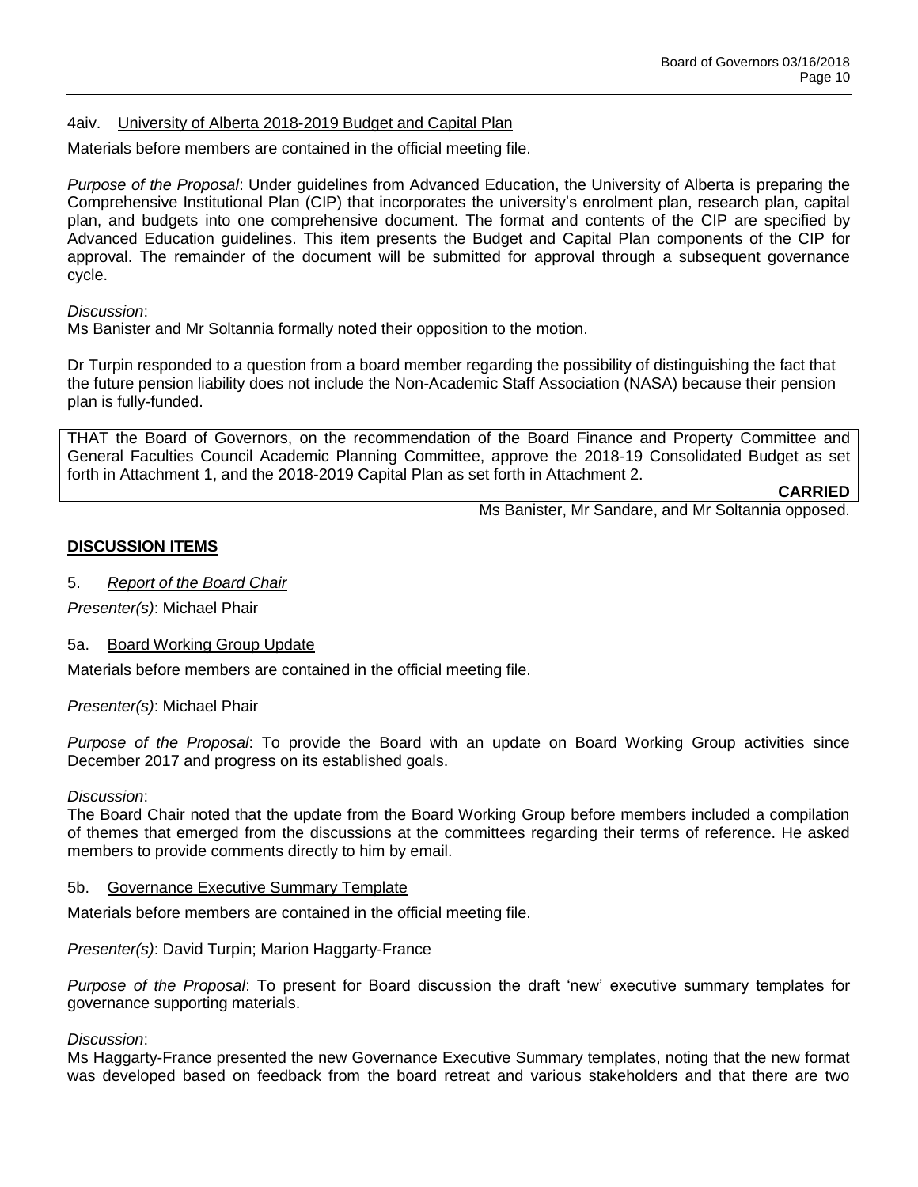4aiv. <u>University of Alberta 2018-2019 Budget and Capital Plan</u>

Materials before members are contained in the official meeting file.

*Purpose of the Proposal*: Under guidelines from Advanced Education, the University of Alberta is preparing the Comprehensive Institutional Plan (CIP) that incorporates the university's enrolment plan, research plan, capital plan, and budgets into one comprehensive document. The format and contents of the CIP are specified by Advanced Education guidelines. This item presents the Budget and Capital Plan components of the CIP for approval. The remainder of the document will be submitted for approval through a subsequent governance cycle.

*Discussion*:
Ms Banister and Mr Soltannia formally noted their opposition to the motion.

Dr Turpin responded to a question from a board member regarding the possibility of distinguishing the fact that the future pension liability does not include the Non-Academic Staff Association (NASA) because their pension plan is fully-funded.

THAT the Board of Governors, on the recommendation of the Board Finance and Property Committee and General Faculties Council Academic Planning Committee, approve the 2018-19 Consolidated Budget as set forth in Attachment 1, and the 2018-2019 Capital Plan as set forth in Attachment 2.

**CARRIED**

Ms Banister, Mr Sandare, and Mr Soltannia opposed.

## DISCUSSION ITEMS

5. *Report of the Board Chair*

*Presenter(s)*: Michael Phair

5a. <u>Board Working Group Update</u>

Materials before members are contained in the official meeting file.

*Presenter(s)*: Michael Phair

*Purpose of the Proposal*: To provide the Board with an update on Board Working Group activities since December 2017 and progress on its established goals.

*Discussion*:
The Board Chair noted that the update from the Board Working Group before members included a compilation of themes that emerged from the discussions at the committees regarding their terms of reference. He asked members to provide comments directly to him by email.

5b. <u>Governance Executive Summary Template</u>

Materials before members are contained in the official meeting file.

*Presenter(s)*: David Turpin; Marion Haggarty-France

*Purpose of the Proposal*: To present for Board discussion the draft 'new' executive summary templates for governance supporting materials.

*Discussion*:
Ms Haggarty-France presented the new Governance Executive Summary templates, noting that the new format was developed based on feedback from the board retreat and various stakeholders and that there are two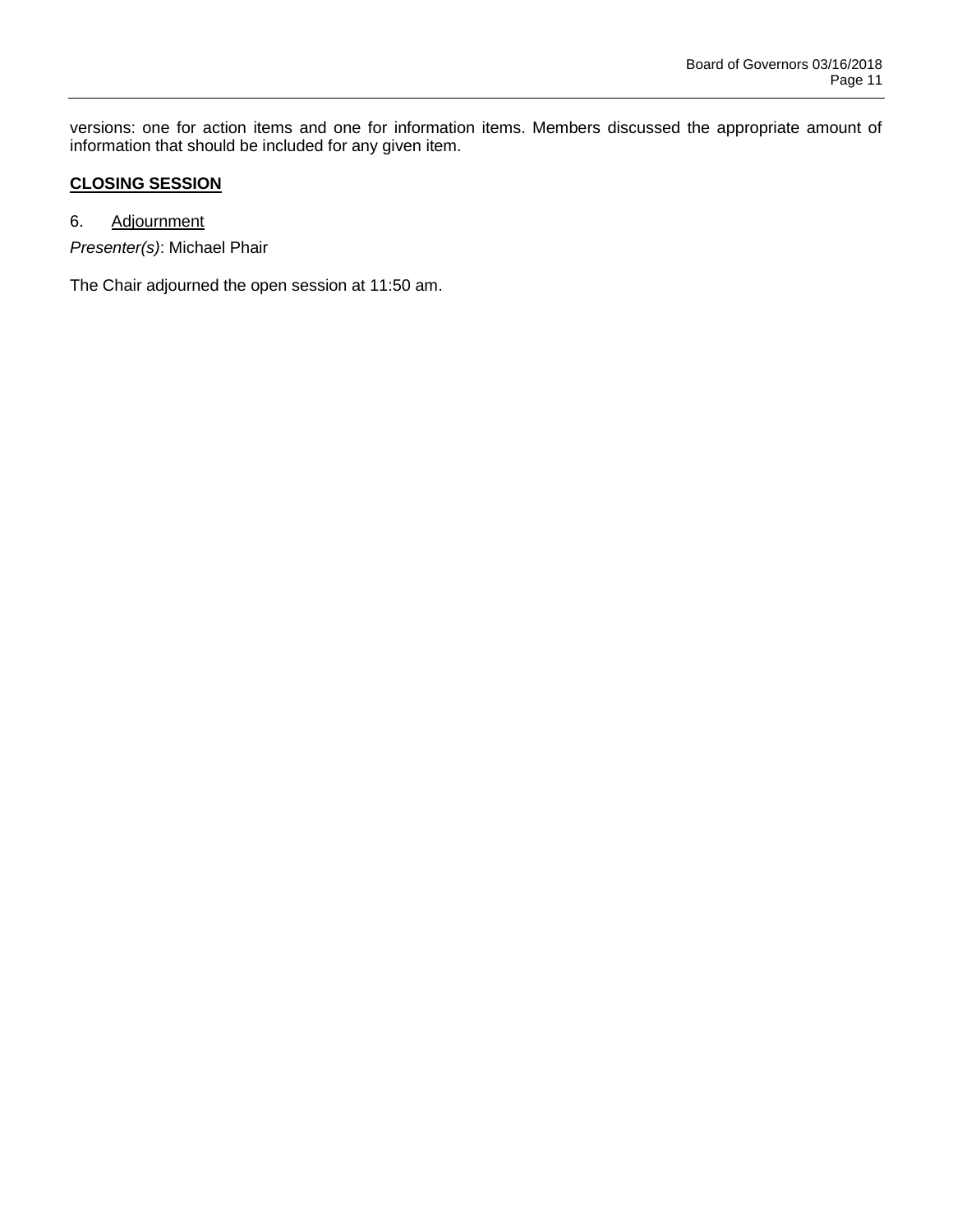versions: one for action items and one for information items. Members discussed the appropriate amount of information that should be included for any given item.

## CLOSING SESSION

6. Adjournment

*Presenter(s)*: Michael Phair

The Chair adjourned the open session at 11:50 am.